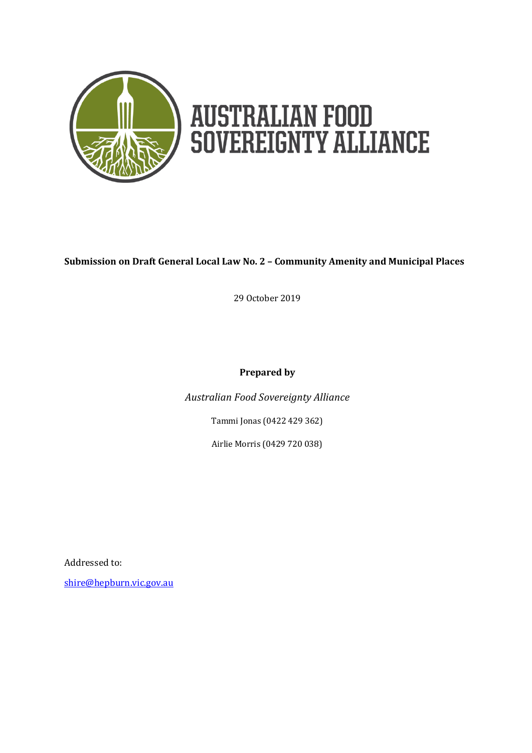# AUSTRALIAN FOOD SOVEREIGNTY ALLIANCE

**Submission on Draft General Local Law No. 2 – Community Amenity and Municipal Places**

29 October 2019

**Prepared by**

*Australian Food Sovereignty Alliance*

Tammi Jonas (0422 429 362)

Airlie Morris (0429 720 038)

Addressed to:

shire@hepburn.vic.gov.au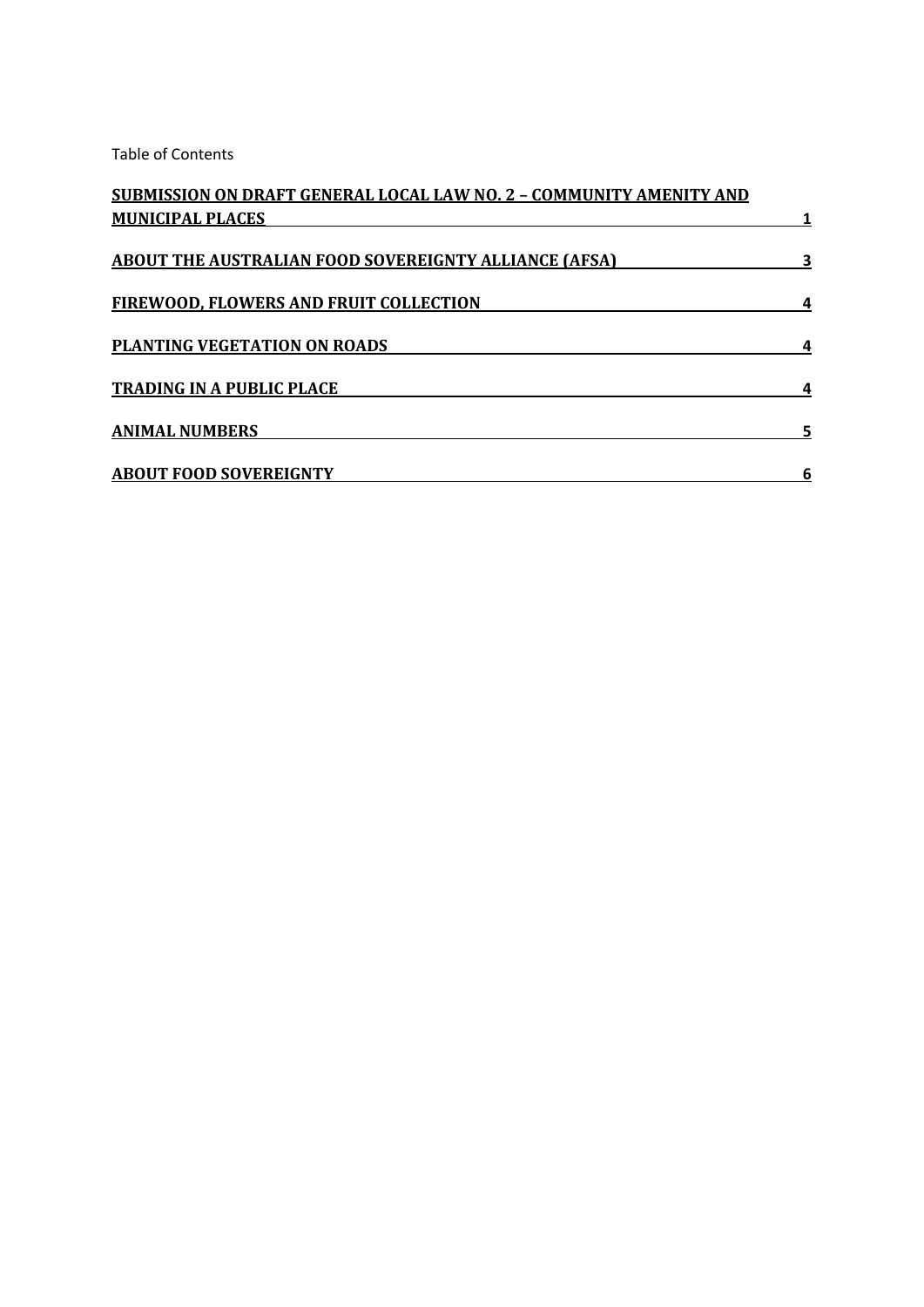Table of Contents

| | |
|---|---|
| **SUBMISSION ON DRAFT GENERAL LOCAL LAW NO. 2 – COMMUNITY AMENITY AND MUNICIPAL PLACES** | **1** |
| **ABOUT THE AUSTRALIAN FOOD SOVEREIGNTY ALLIANCE (AFSA)** | **3** |
| **FIREWOOD, FLOWERS AND FRUIT COLLECTION** | **4** |
| **PLANTING VEGETATION ON ROADS** | **4** |
| **TRADING IN A PUBLIC PLACE** | **4** |
| **ANIMAL NUMBERS** | **5** |
| **ABOUT FOOD SOVEREIGNTY** | **6** |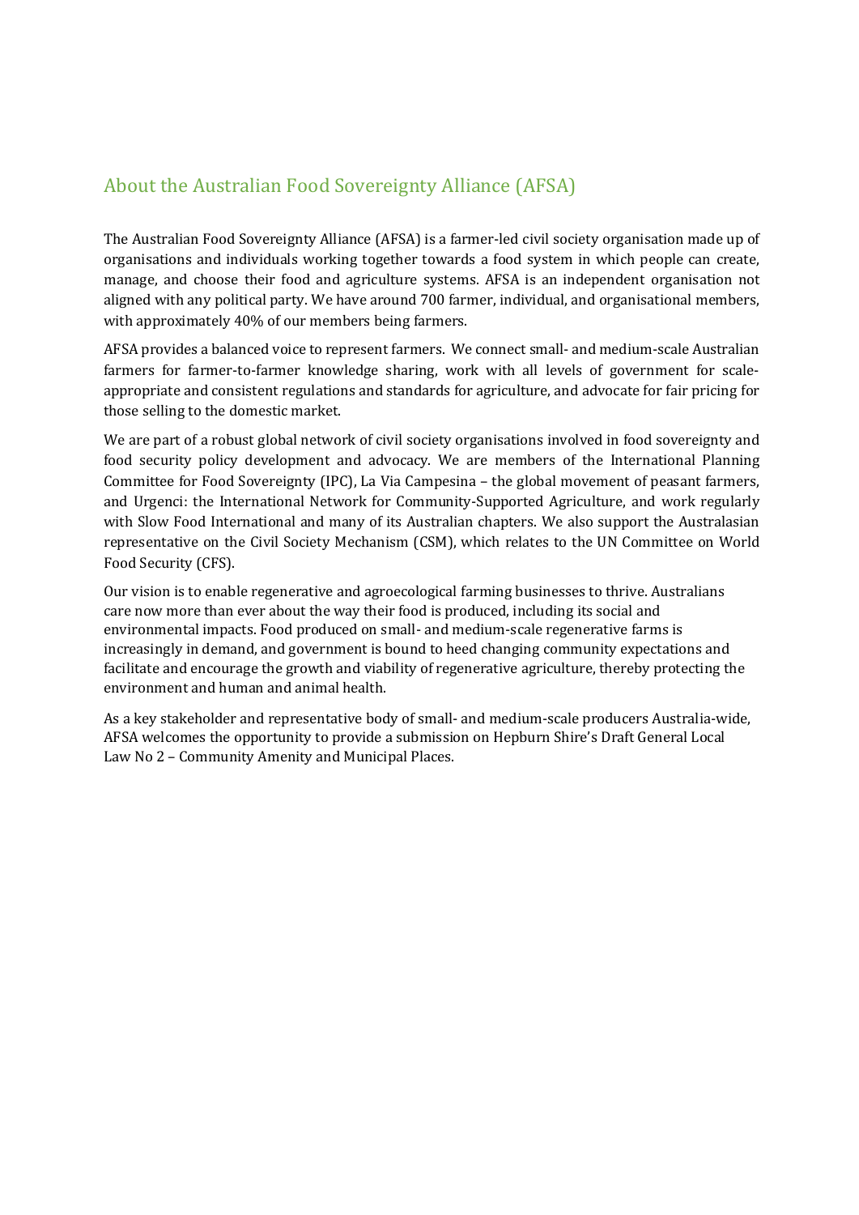## About the Australian Food Sovereignty Alliance (AFSA)

The Australian Food Sovereignty Alliance (AFSA) is a farmer-led civil society organisation made up of organisations and individuals working together towards a food system in which people can create, manage, and choose their food and agriculture systems. AFSA is an independent organisation not aligned with any political party. We have around 700 farmer, individual, and organisational members, with approximately 40% of our members being farmers.

AFSA provides a balanced voice to represent farmers. We connect small- and medium-scale Australian farmers for farmer-to-farmer knowledge sharing, work with all levels of government for scale-appropriate and consistent regulations and standards for agriculture, and advocate for fair pricing for those selling to the domestic market.

We are part of a robust global network of civil society organisations involved in food sovereignty and food security policy development and advocacy. We are members of the International Planning Committee for Food Sovereignty (IPC), La Via Campesina – the global movement of peasant farmers, and Urgenci: the International Network for Community-Supported Agriculture, and work regularly with Slow Food International and many of its Australian chapters. We also support the Australasian representative on the Civil Society Mechanism (CSM), which relates to the UN Committee on World Food Security (CFS).

Our vision is to enable regenerative and agroecological farming businesses to thrive. Australians care now more than ever about the way their food is produced, including its social and environmental impacts. Food produced on small- and medium-scale regenerative farms is increasingly in demand, and government is bound to heed changing community expectations and facilitate and encourage the growth and viability of regenerative agriculture, thereby protecting the environment and human and animal health.

As a key stakeholder and representative body of small- and medium-scale producers Australia-wide, AFSA welcomes the opportunity to provide a submission on Hepburn Shire's Draft General Local Law No 2 – Community Amenity and Municipal Places.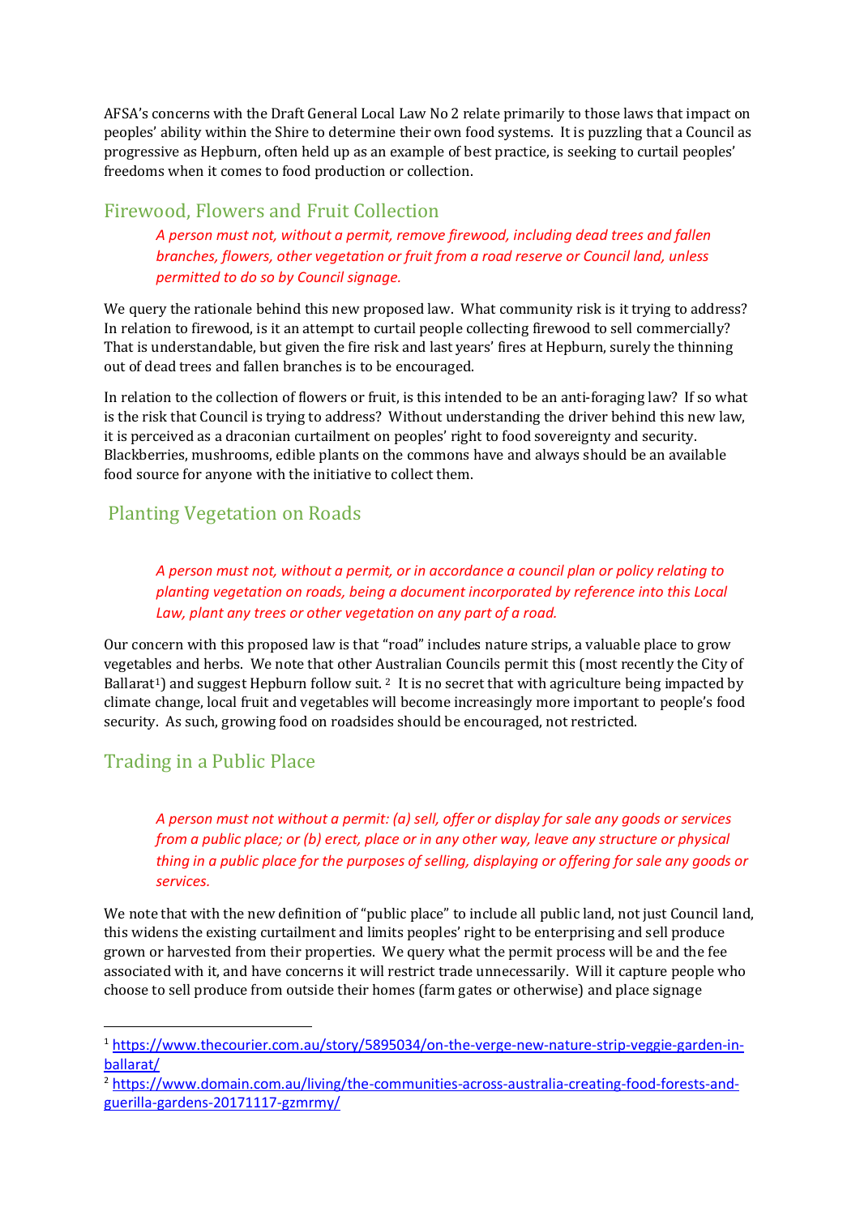AFSA's concerns with the Draft General Local Law No 2 relate primarily to those laws that impact on peoples' ability within the Shire to determine their own food systems. It is puzzling that a Council as progressive as Hepburn, often held up as an example of best practice, is seeking to curtail peoples' freedoms when it comes to food production or collection.

## Firewood, Flowers and Fruit Collection

> *A person must not, without a permit, remove firewood, including dead trees and fallen branches, flowers, other vegetation or fruit from a road reserve or Council land, unless permitted to do so by Council signage.*

We query the rationale behind this new proposed law. What community risk is it trying to address? In relation to firewood, is it an attempt to curtail people collecting firewood to sell commercially? That is understandable, but given the fire risk and last years' fires at Hepburn, surely the thinning out of dead trees and fallen branches is to be encouraged.

In relation to the collection of flowers or fruit, is this intended to be an anti-foraging law? If so what is the risk that Council is trying to address? Without understanding the driver behind this new law, it is perceived as a draconian curtailment on peoples' right to food sovereignty and security. Blackberries, mushrooms, edible plants on the commons have and always should be an available food source for anyone with the initiative to collect them.

## Planting Vegetation on Roads

> *A person must not, without a permit, or in accordance a council plan or policy relating to planting vegetation on roads, being a document incorporated by reference into this Local Law, plant any trees or other vegetation on any part of a road.*

Our concern with this proposed law is that "road" includes nature strips, a valuable place to grow vegetables and herbs. We note that other Australian Councils permit this (most recently the City of Ballarat[1]) and suggest Hepburn follow suit. [2] It is no secret that with agriculture being impacted by climate change, local fruit and vegetables will become increasingly more important to people's food security. As such, growing food on roadsides should be encouraged, not restricted.

## Trading in a Public Place

> *A person must not without a permit: (a) sell, offer or display for sale any goods or services from a public place; or (b) erect, place or in any other way, leave any structure or physical thing in a public place for the purposes of selling, displaying or offering for sale any goods or services.*

We note that with the new definition of "public place" to include all public land, not just Council land, this widens the existing curtailment and limits peoples' right to be enterprising and sell produce grown or harvested from their properties. We query what the permit process will be and the fee associated with it, and have concerns it will restrict trade unnecessarily. Will it capture people who choose to sell produce from outside their homes (farm gates or otherwise) and place signage

---

[1] https://www.thecourier.com.au/story/5895034/on-the-verge-new-nature-strip-veggie-garden-in-ballarat/

[2] https://www.domain.com.au/living/the-communities-across-australia-creating-food-forests-and-guerilla-gardens-20171117-gzmrmy/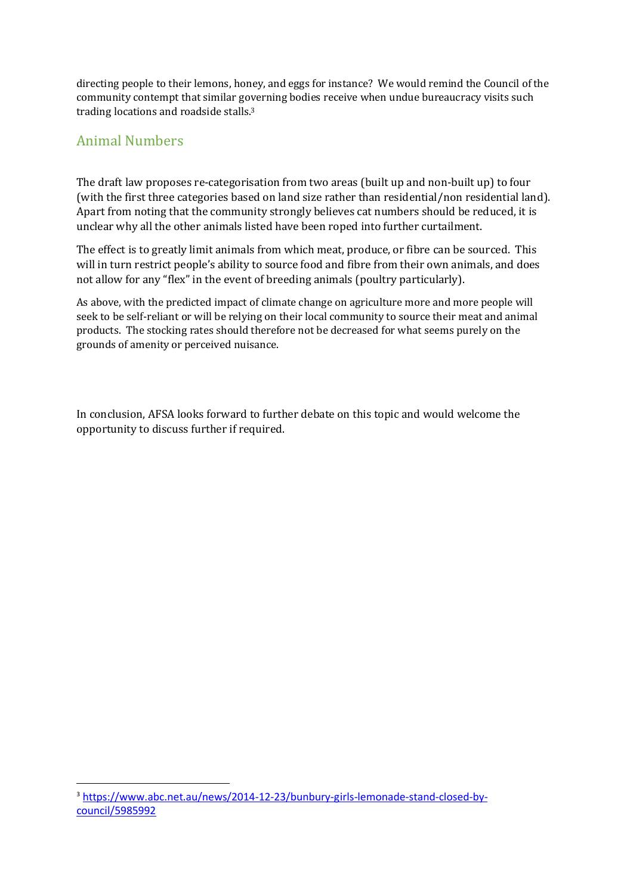directing people to their lemons, honey, and eggs for instance? We would remind the Council of the community contempt that similar governing bodies receive when undue bureaucracy visits such trading locations and roadside stalls.[3]

## Animal Numbers

The draft law proposes re-categorisation from two areas (built up and non-built up) to four (with the first three categories based on land size rather than residential/non residential land). Apart from noting that the community strongly believes cat numbers should be reduced, it is unclear why all the other animals listed have been roped into further curtailment.

The effect is to greatly limit animals from which meat, produce, or fibre can be sourced. This will in turn restrict people's ability to source food and fibre from their own animals, and does not allow for any "flex" in the event of breeding animals (poultry particularly).

As above, with the predicted impact of climate change on agriculture more and more people will seek to be self-reliant or will be relying on their local community to source their meat and animal products. The stocking rates should therefore not be decreased for what seems purely on the grounds of amenity or perceived nuisance.

In conclusion, AFSA looks forward to further debate on this topic and would welcome the opportunity to discuss further if required.

---

[3] https://www.abc.net.au/news/2014-12-23/bunbury-girls-lemonade-stand-closed-by-council/5985992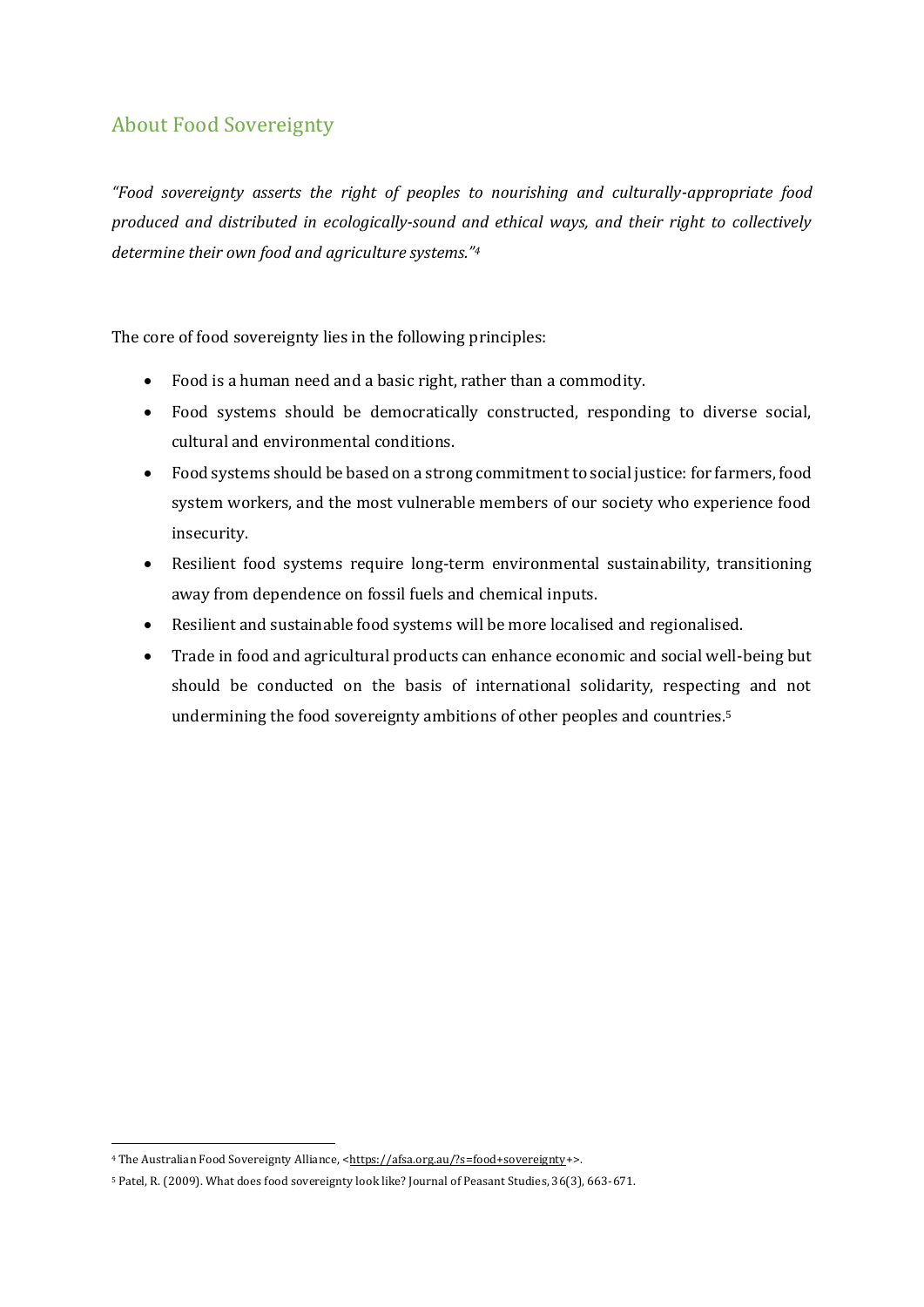## About Food Sovereignty

*"Food sovereignty asserts the right of peoples to nourishing and culturally-appropriate food produced and distributed in ecologically-sound and ethical ways, and their right to collectively determine their own food and agriculture systems."*[4]

The core of food sovereignty lies in the following principles:

- Food is a human need and a basic right, rather than a commodity.
- Food systems should be democratically constructed, responding to diverse social, cultural and environmental conditions.
- Food systems should be based on a strong commitment to social justice: for farmers, food system workers, and the most vulnerable members of our society who experience food insecurity.
- Resilient food systems require long-term environmental sustainability, transitioning away from dependence on fossil fuels and chemical inputs.
- Resilient and sustainable food systems will be more localised and regionalised.
- Trade in food and agricultural products can enhance economic and social well-being but should be conducted on the basis of international solidarity, respecting and not undermining the food sovereignty ambitions of other peoples and countries.[5]

---

[4] The Australian Food Sovereignty Alliance, <https://afsa.org.au/?s=food+sovereignty+>.

[5] Patel, R. (2009). What does food sovereignty look like? Journal of Peasant Studies, 36(3), 663-671.